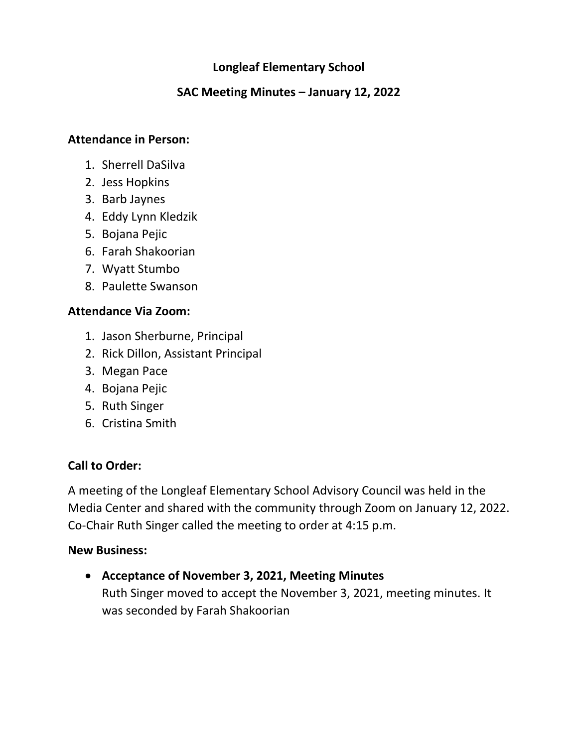# Longleaf Elementary School

## SAC Meeting Minutes – January 12, 2022

**Attendance in Person:**

1. Sherrell DaSilva
2. Jess Hopkins
3. Barb Jaynes
4. Eddy Lynn Kledzik
5. Bojana Pejic
6. Farah Shakoorian
7. Wyatt Stumbo
8. Paulette Swanson

**Attendance Via Zoom:**

1. Jason Sherburne, Principal
2. Rick Dillon, Assistant Principal
3. Megan Pace
4. Bojana Pejic
5. Ruth Singer
6. Cristina Smith

**Call to Order:**

A meeting of the Longleaf Elementary School Advisory Council was held in the Media Center and shared with the community through Zoom on January 12, 2022. Co-Chair Ruth Singer called the meeting to order at 4:15 p.m.

**New Business:**

- **Acceptance of November 3, 2021, Meeting Minutes**
  Ruth Singer moved to accept the November 3, 2021, meeting minutes. It was seconded by Farah Shakoorian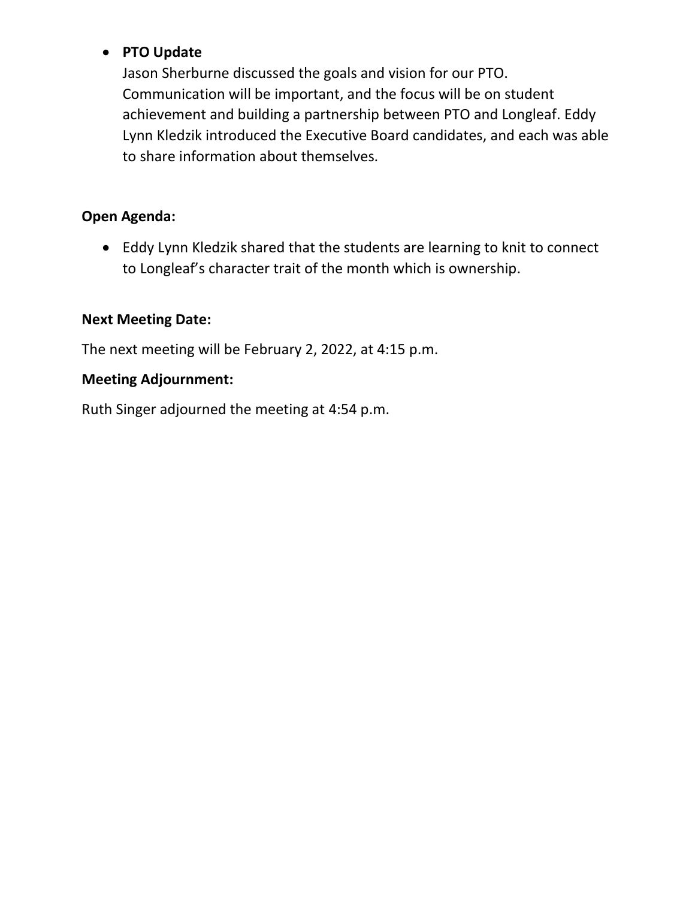- **PTO Update**
  Jason Sherburne discussed the goals and vision for our PTO. Communication will be important, and the focus will be on student achievement and building a partnership between PTO and Longleaf. Eddy Lynn Kledzik introduced the Executive Board candidates, and each was able to share information about themselves.

**Open Agenda:**

- Eddy Lynn Kledzik shared that the students are learning to knit to connect to Longleaf's character trait of the month which is ownership.

**Next Meeting Date:**

The next meeting will be February 2, 2022, at 4:15 p.m.

**Meeting Adjournment:**

Ruth Singer adjourned the meeting at 4:54 p.m.